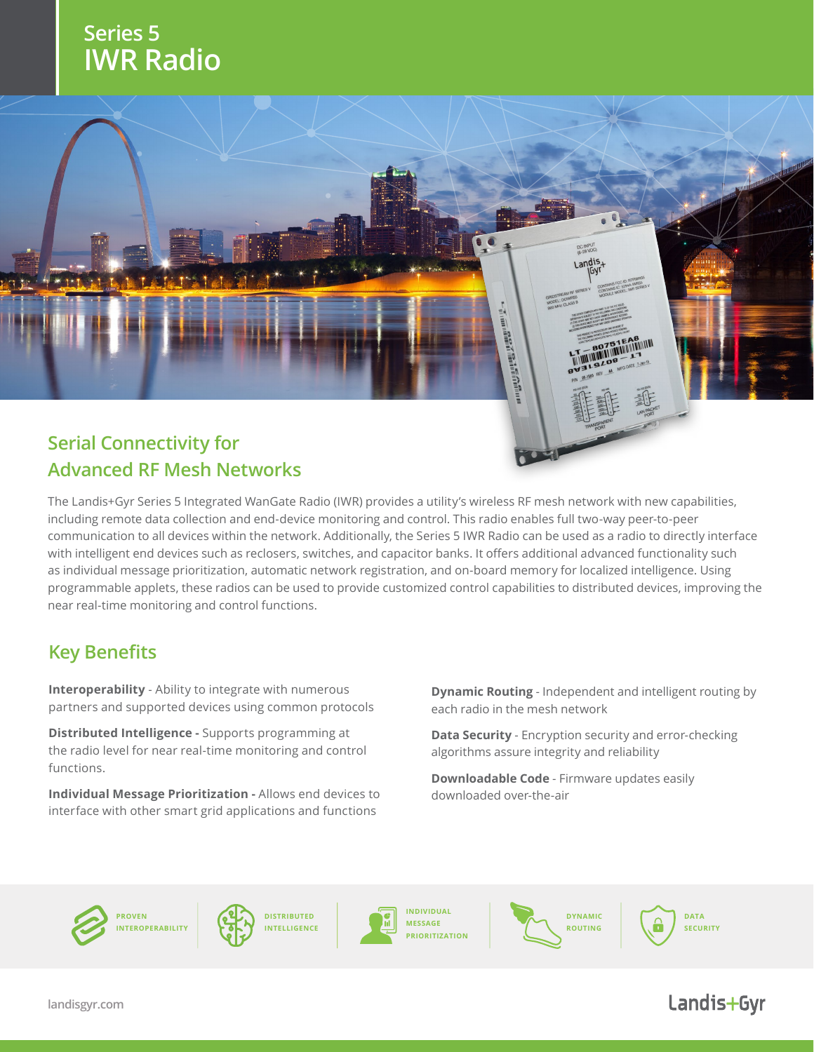# Series 5
# IWR Radio

## Serial Connectivity for Advanced RF Mesh Networks

The Landis+Gyr Series 5 Integrated WanGate Radio (IWR) provides a utility's wireless RF mesh network with new capabilities, including remote data collection and end-device monitoring and control. This radio enables full two-way peer-to-peer communication to all devices within the network. Additionally, the Series 5 IWR Radio can be used as a radio to directly interface with intelligent end devices such as reclosers, switches, and capacitor banks. It offers additional advanced functionality such as individual message prioritization, automatic network registration, and on-board memory for localized intelligence. Using programmable applets, these radios can be used to provide customized control capabilities to distributed devices, improving the near real-time monitoring and control functions.

## Key Benefits

**Interoperability** - Ability to integrate with numerous partners and supported devices using common protocols

**Distributed Intelligence -** Supports programming at the radio level for near real-time monitoring and control functions.

**Individual Message Prioritization -** Allows end devices to interface with other smart grid applications and functions

**Dynamic Routing** - Independent and intelligent routing by each radio in the mesh network

**Data Security** - Encryption security and error-checking algorithms assure integrity and reliability

**Downloadable Code** - Firmware updates easily downloaded over-the-air

PROVEN INTEROPERABILITY | DISTRIBUTED INTELLIGENCE | INDIVIDUAL MESSAGE PRIORITIZATION | DYNAMIC ROUTING | DATA SECURITY

landisgyr.com

Landis+Gyr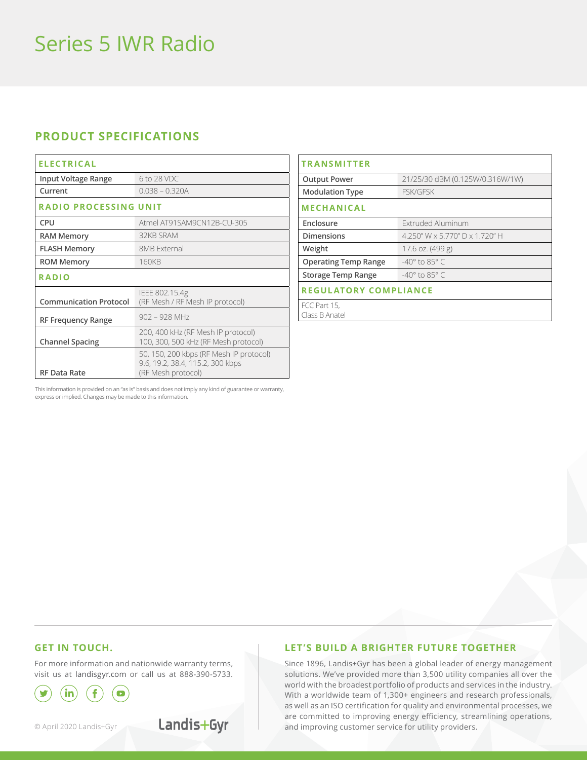# Series 5 IWR Radio

## PRODUCT SPECIFICATIONS

| ELECTRICAL | |
|---|---|
| Input Voltage Range | 6 to 28 VDC |
| Current | 0.038 – 0.320A |
| **RADIO PROCESSING UNIT** | |
| CPU | Atmel AT91SAM9CN12B-CU-305 |
| RAM Memory | 32KB SRAM |
| FLASH Memory | 8MB External |
| ROM Memory | 160KB |
| **RADIO** | |
| Communication Protocol | IEEE 802.15.4g (RF Mesh / RF Mesh IP protocol) |
| RF Frequency Range | 902 – 928 MHz |
| Channel Spacing | 200, 400 kHz (RF Mesh IP protocol) 100, 300, 500 kHz (RF Mesh protocol) |
| RF Data Rate | 50, 150, 200 kbps (RF Mesh IP protocol) 9.6, 19.2, 38.4, 115.2, 300 kbps (RF Mesh protocol) |

This information is provided on an "as is" basis and does not imply any kind of guarantee or warranty, express or implied. Changes may be made to this information.

| TRANSMITTER | |
|---|---|
| Output Power | 21/25/30 dBM (0.125W/0.316W/1W) |
| Modulation Type | FSK/GFSK |
| **MECHANICAL** | |
| Enclosure | Extruded Aluminum |
| Dimensions | 4.250" W x 5.770" D x 1.720" H |
| Weight | 17.6 oz. (499 g) |
| Operating Temp Range | -40° to 85° C |
| Storage Temp Range | -40° to 85° C |
| **REGULATORY COMPLIANCE** | |
| FCC Part 15, Class B Anatel | |

### GET IN TOUCH.

For more information and nationwide warranty terms, visit us at landisgyr.com or call us at 888-390-5733.

© April 2020 Landis+Gyr

Landis+Gyr

### LET'S BUILD A BRIGHTER FUTURE TOGETHER

Since 1896, Landis+Gyr has been a global leader of energy management solutions. We've provided more than 3,500 utility companies all over the world with the broadest portfolio of products and services in the industry. With a worldwide team of 1,300+ engineers and research professionals, as well as an ISO certification for quality and environmental processes, we are committed to improving energy efficiency, streamlining operations, and improving customer service for utility providers.